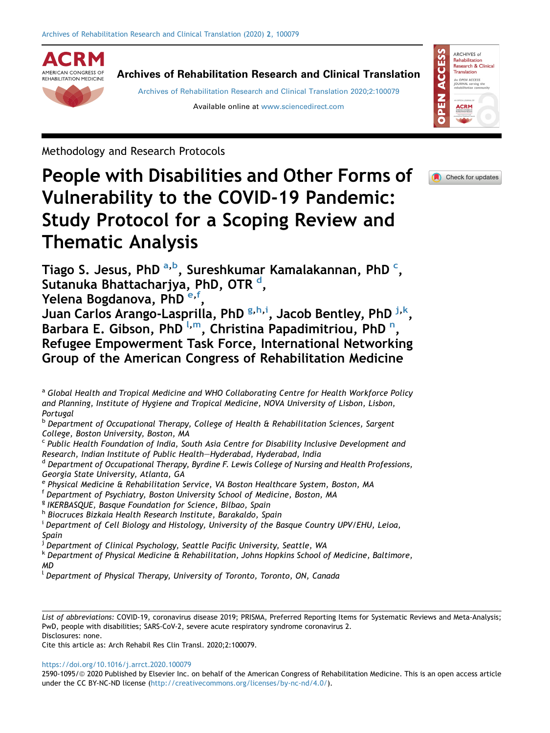Methodology and Research Protocols

# People with Disabilities and Other Forms of Vulnerability to the COVID-19 Pandemic: Study Protocol for a Scoping Review and Thematic Analysis

**Tiago S. Jesus, PhD [a,b], Sureshkumar Kamalakannan, PhD [c], Sutanuka Bhattacharjya, PhD, OTR [d], Yelena Bogdanova, PhD [e,f], Juan Carlos Arango-Lasprilla, PhD [g,h,i], Jacob Bentley, PhD [j,k], Barbara E. Gibson, PhD [l,m], Christina Papadimitriou, PhD [n], Refugee Empowerment Task Force, International Networking Group of the American Congress of Rehabilitation Medicine**

[a] *Global Health and Tropical Medicine and WHO Collaborating Centre for Health Workforce Policy and Planning, Institute of Hygiene and Tropical Medicine, NOVA University of Lisbon, Lisbon, Portugal*
[b] *Department of Occupational Therapy, College of Health & Rehabilitation Sciences, Sargent College, Boston University, Boston, MA*
[c] *Public Health Foundation of India, South Asia Centre for Disability Inclusive Development and Research, Indian Institute of Public Health—Hyderabad, Hyderabad, India*
[d] *Department of Occupational Therapy, Byrdine F. Lewis College of Nursing and Health Professions, Georgia State University, Atlanta, GA*
[e] *Physical Medicine & Rehabilitation Service, VA Boston Healthcare System, Boston, MA*
[f] *Department of Psychiatry, Boston University School of Medicine, Boston, MA*
[g] *IKERBASQUE, Basque Foundation for Science, Bilbao, Spain*
[h] *Biocruces Bizkaia Health Research Institute, Barakaldo, Spain*
[i] *Department of Cell Biology and Histology, University of the Basque Country UPV/EHU, Leioa, Spain*
[j] *Department of Clinical Psychology, Seattle Pacific University, Seattle, WA*
[k] *Department of Physical Medicine & Rehabilitation, Johns Hopkins School of Medicine, Baltimore, MD*
[l] *Department of Physical Therapy, University of Toronto, Toronto, ON, Canada*

*List of abbreviations:* COVID-19, coronavirus disease 2019; PRISMA, Preferred Reporting Items for Systematic Reviews and Meta-Analysis; PwD, people with disabilities; SARS-CoV-2, severe acute respiratory syndrome coronavirus 2.
Disclosures: none.
Cite this article as: Arch Rehabil Res Clin Transl. 2020;2:100079.

https://doi.org/10.1016/j.arrct.2020.100079
2590-1095/© 2020 Published by Elsevier Inc. on behalf of the American Congress of Rehabilitation Medicine. This is an open access article under the CC BY-NC-ND license (http://creativecommons.org/licenses/by-nc-nd/4.0/).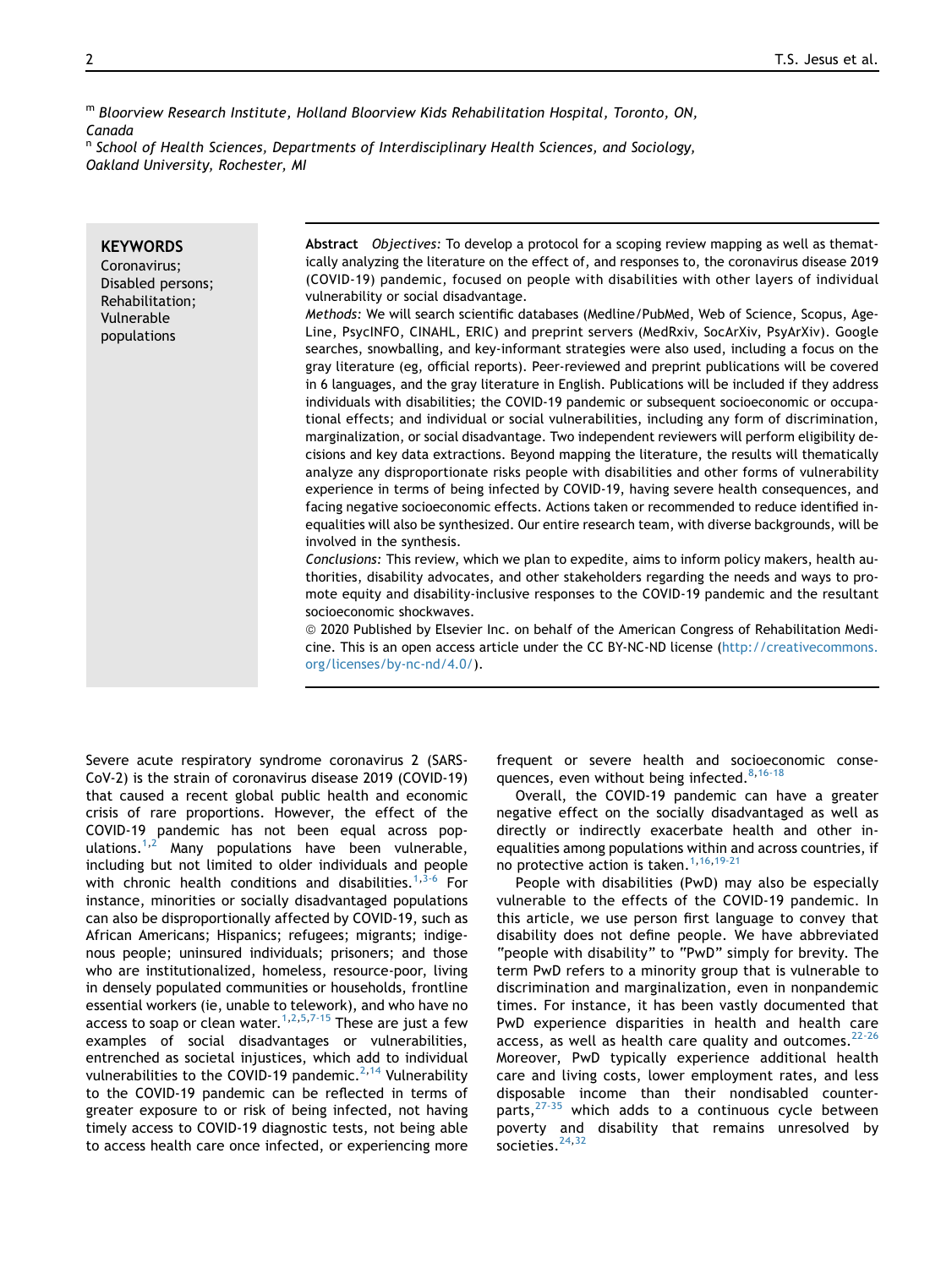[m] Bloorview Research Institute, Holland Bloorview Kids Rehabilitation Hospital, Toronto, ON, Canada

[n] School of Health Sciences, Departments of Interdisciplinary Health Sciences, and Sociology, Oakland University, Rochester, MI

**KEYWORDS**
Coronavirus;
Disabled persons;
Rehabilitation;
Vulnerable populations

**Abstract** *Objectives:* To develop a protocol for a scoping review mapping as well as thematically analyzing the literature on the effect of, and responses to, the coronavirus disease 2019 (COVID-19) pandemic, focused on people with disabilities with other layers of individual vulnerability or social disadvantage.

*Methods:* We will search scientific databases (Medline/PubMed, Web of Science, Scopus, AgeLine, PsycINFO, CINAHL, ERIC) and preprint servers (MedRxiv, SocArXiv, PsyArXiv). Google searches, snowballing, and key-informant strategies were also used, including a focus on the gray literature (eg, official reports). Peer-reviewed and preprint publications will be covered in 6 languages, and the gray literature in English. Publications will be included if they address individuals with disabilities; the COVID-19 pandemic or subsequent socioeconomic or occupational effects; and individual or social vulnerabilities, including any form of discrimination, marginalization, or social disadvantage. Two independent reviewers will perform eligibility decisions and key data extractions. Beyond mapping the literature, the results will thematically analyze any disproportionate risks people with disabilities and other forms of vulnerability experience in terms of being infected by COVID-19, having severe health consequences, and facing negative socioeconomic effects. Actions taken or recommended to reduce identified inequalities will also be synthesized. Our entire research team, with diverse backgrounds, will be involved in the synthesis.

*Conclusions:* This review, which we plan to expedite, aims to inform policy makers, health authorities, disability advocates, and other stakeholders regarding the needs and ways to promote equity and disability-inclusive responses to the COVID-19 pandemic and the resultant socioeconomic shockwaves.

© 2020 Published by Elsevier Inc. on behalf of the American Congress of Rehabilitation Medicine. This is an open access article under the CC BY-NC-ND license (http://creativecommons.org/licenses/by-nc-nd/4.0/).

Severe acute respiratory syndrome coronavirus 2 (SARS-CoV-2) is the strain of coronavirus disease 2019 (COVID-19) that caused a recent global public health and economic crisis of rare proportions. However, the effect of the COVID-19 pandemic has not been equal across populations.[1,2] Many populations have been vulnerable, including but not limited to older individuals and people with chronic health conditions and disabilities.[1,3-6] For instance, minorities or socially disadvantaged populations can also be disproportionally affected by COVID-19, such as African Americans; Hispanics; refugees; migrants; indigenous people; uninsured individuals; prisoners; and those who are institutionalized, homeless, resource-poor, living in densely populated communities or households, frontline essential workers (ie, unable to telework), and who have no access to soap or clean water.[1,2,5,7-15] These are just a few examples of social disadvantages or vulnerabilities, entrenched as societal injustices, which add to individual vulnerabilities to the COVID-19 pandemic.[2,14] Vulnerability to the COVID-19 pandemic can be reflected in terms of greater exposure to or risk of being infected, not having timely access to COVID-19 diagnostic tests, not being able to access health care once infected, or experiencing more frequent or severe health and socioeconomic consequences, even without being infected.[8,16-18]

Overall, the COVID-19 pandemic can have a greater negative effect on the socially disadvantaged as well as directly or indirectly exacerbate health and other inequalities among populations within and across countries, if no protective action is taken.[1,16,19-21]

People with disabilities (PwD) may also be especially vulnerable to the effects of the COVID-19 pandemic. In this article, we use person first language to convey that disability does not define people. We have abbreviated "people with disability" to "PwD" simply for brevity. The term PwD refers to a minority group that is vulnerable to discrimination and marginalization, even in nonpandemic times. For instance, it has been vastly documented that PwD experience disparities in health and health care access, as well as health care quality and outcomes.[22-26] Moreover, PwD typically experience additional health care and living costs, lower employment rates, and less disposable income than their nondisabled counterparts,[27-35] which adds to a continuous cycle between poverty and disability that remains unresolved by societies.[24,32]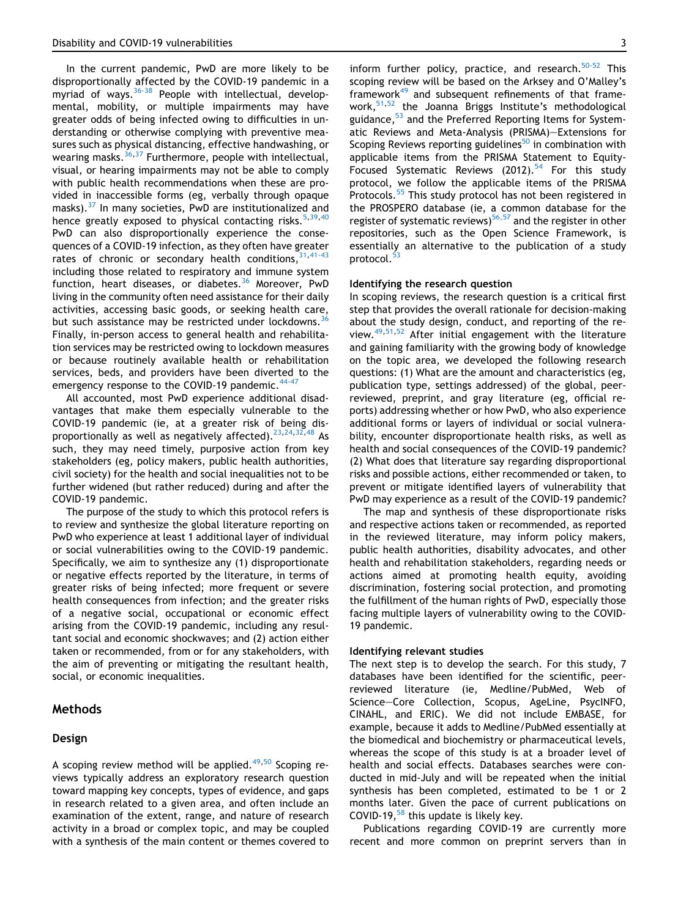In the current pandemic, PwD are more likely to be disproportionally affected by the COVID-19 pandemic in a myriad of ways.[36-38] People with intellectual, developmental, mobility, or multiple impairments may have greater odds of being infected owing to difficulties in understanding or otherwise complying with preventive measures such as physical distancing, effective handwashing, or wearing masks.[36,37] Furthermore, people with intellectual, visual, or hearing impairments may not be able to comply with public health recommendations when these are provided in inaccessible forms (eg, verbally through opaque masks).[37] In many societies, PwD are institutionalized and hence greatly exposed to physical contacting risks.[5,39,40] PwD can also disproportionally experience the consequences of a COVID-19 infection, as they often have greater rates of chronic or secondary health conditions,[31,41-43] including those related to respiratory and immune system function, heart diseases, or diabetes.[36] Moreover, PwD living in the community often need assistance for their daily activities, accessing basic goods, or seeking health care, but such assistance may be restricted under lockdowns.[36] Finally, in-person access to general health and rehabilitation services may be restricted owing to lockdown measures or because routinely available health or rehabilitation services, beds, and providers have been diverted to the emergency response to the COVID-19 pandemic.[44-47]

All accounted, most PwD experience additional disadvantages that make them especially vulnerable to the COVID-19 pandemic (ie, at a greater risk of being disproportionally as well as negatively affected).[23,24,32,48] As such, they may need timely, purposive action from key stakeholders (eg, policy makers, public health authorities, civil society) for the health and social inequalities not to be further widened (but rather reduced) during and after the COVID-19 pandemic.

The purpose of the study to which this protocol refers is to review and synthesize the global literature reporting on PwD who experience at least 1 additional layer of individual or social vulnerabilities owing to the COVID-19 pandemic. Specifically, we aim to synthesize any (1) disproportionate or negative effects reported by the literature, in terms of greater risks of being infected; more frequent or severe health consequences from infection; and the greater risks of a negative social, occupational or economic effect arising from the COVID-19 pandemic, including any resultant social and economic shockwaves; and (2) action either taken or recommended, from or for any stakeholders, with the aim of preventing or mitigating the resultant health, social, or economic inequalities.

## Methods

### Design

A scoping review method will be applied.[49,50] Scoping reviews typically address an exploratory research question toward mapping key concepts, types of evidence, and gaps in research related to a given area, and often include an examination of the extent, range, and nature of research activity in a broad or complex topic, and may be coupled with a synthesis of the main content or themes covered to inform further policy, practice, and research.[50-52] This scoping review will be based on the Arksey and O'Malley's framework[49] and subsequent refinements of that framework,[51,52] the Joanna Briggs Institute's methodological guidance,[53] and the Preferred Reporting Items for Systematic Reviews and Meta-Analysis (PRISMA)—Extensions for Scoping Reviews reporting guidelines[50] in combination with applicable items from the PRISMA Statement to Equity-Focused Systematic Reviews (2012).[54] For this study protocol, we follow the applicable items of the PRISMA Protocols.[55] This study protocol has not been registered in the PROSPERO database (ie, a common database for the register of systematic reviews)[56,57] and the register in other repositories, such as the Open Science Framework, is essentially an alternative to the publication of a study protocol.[53]

### Identifying the research question

In scoping reviews, the research question is a critical first step that provides the overall rationale for decision-making about the study design, conduct, and reporting of the review.[49,51,52] After initial engagement with the literature and gaining familiarity with the growing body of knowledge on the topic area, we developed the following research questions: (1) What are the amount and characteristics (eg, publication type, settings addressed) of the global, peer-reviewed, preprint, and gray literature (eg, official reports) addressing whether or how PwD, who also experience additional forms or layers of individual or social vulnerability, encounter disproportionate health risks, as well as health and social consequences of the COVID-19 pandemic? (2) What does that literature say regarding disproportional risks and possible actions, either recommended or taken, to prevent or mitigate identified layers of vulnerability that PwD may experience as a result of the COVID-19 pandemic?

The map and synthesis of these disproportionate risks and respective actions taken or recommended, as reported in the reviewed literature, may inform policy makers, public health authorities, disability advocates, and other health and rehabilitation stakeholders, regarding needs or actions aimed at promoting health equity, avoiding discrimination, fostering social protection, and promoting the fulfillment of the human rights of PwD, especially those facing multiple layers of vulnerability owing to the COVID-19 pandemic.

### Identifying relevant studies

The next step is to develop the search. For this study, 7 databases have been identified for the scientific, peer-reviewed literature (ie, Medline/PubMed, Web of Science—Core Collection, Scopus, AgeLine, PsycINFO, CINAHL, and ERIC). We did not include EMBASE, for example, because it adds to Medline/PubMed essentially at the biomedical and biochemistry or pharmaceutical levels, whereas the scope of this study is at a broader level of health and social effects. Databases searches were conducted in mid-July and will be repeated when the initial synthesis has been completed, estimated to be 1 or 2 months later. Given the pace of current publications on COVID-19,[58] this update is likely key.

Publications regarding COVID-19 are currently more recent and more common on preprint servers than in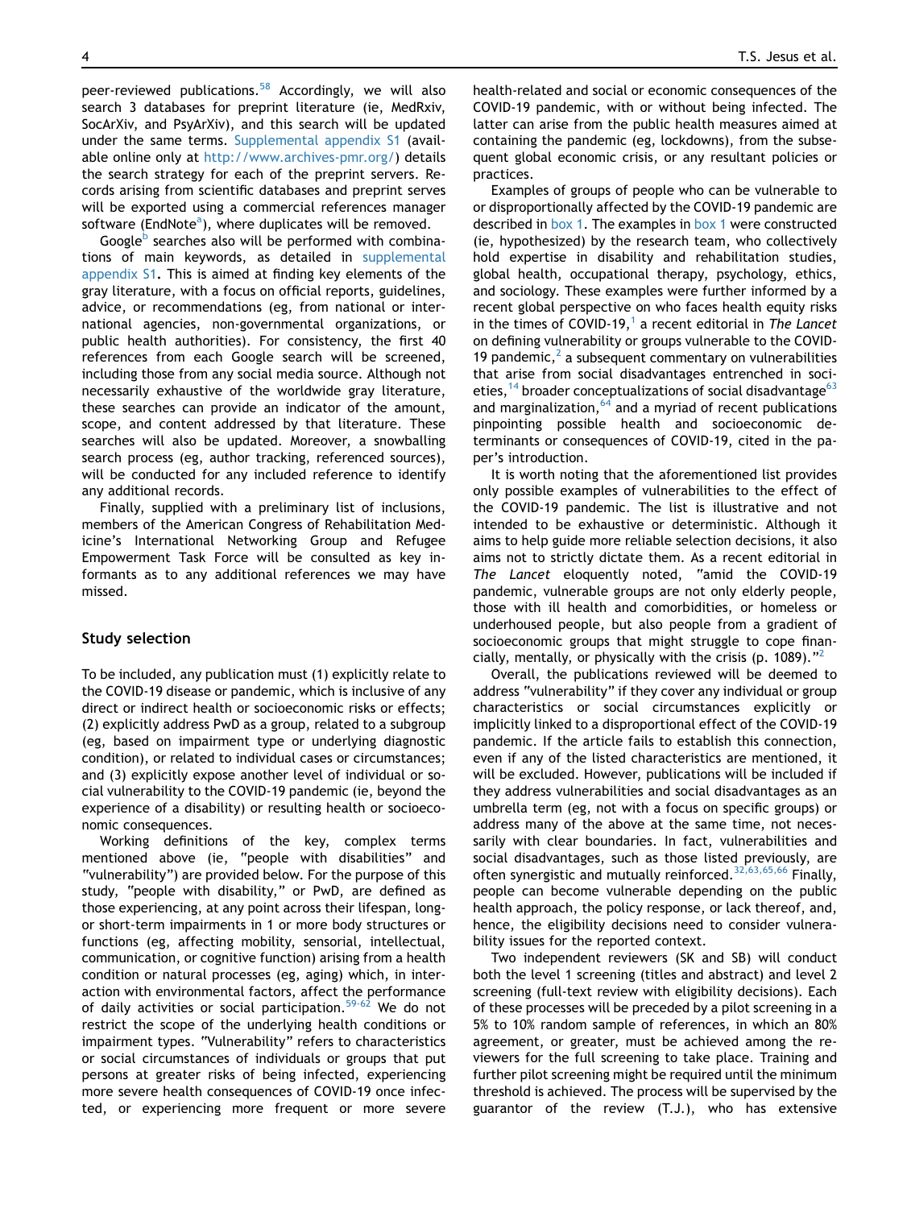peer-reviewed publications.[58] Accordingly, we will also search 3 databases for preprint literature (ie, MedRxiv, SocArXiv, and PsyArXiv), and this search will be updated under the same terms. Supplemental appendix S1 (available online only at http://www.archives-pmr.org/) details the search strategy for each of the preprint servers. Records arising from scientific databases and preprint serves will be exported using a commercial references manager software (EndNote[a]), where duplicates will be removed.

Google[b] searches also will be performed with combinations of main keywords, as detailed in supplemental appendix S1. This is aimed at finding key elements of the gray literature, with a focus on official reports, guidelines, advice, or recommendations (eg, from national or international agencies, non-governmental organizations, or public health authorities). For consistency, the first 40 references from each Google search will be screened, including those from any social media source. Although not necessarily exhaustive of the worldwide gray literature, these searches can provide an indicator of the amount, scope, and content addressed by that literature. These searches will also be updated. Moreover, a snowballing search process (eg, author tracking, referenced sources), will be conducted for any included reference to identify any additional records.

Finally, supplied with a preliminary list of inclusions, members of the American Congress of Rehabilitation Medicine's International Networking Group and Refugee Empowerment Task Force will be consulted as key informants as to any additional references we may have missed.

### Study selection

To be included, any publication must (1) explicitly relate to the COVID-19 disease or pandemic, which is inclusive of any direct or indirect health or socioeconomic risks or effects; (2) explicitly address PwD as a group, related to a subgroup (eg, based on impairment type or underlying diagnostic condition), or related to individual cases or circumstances; and (3) explicitly expose another level of individual or social vulnerability to the COVID-19 pandemic (ie, beyond the experience of a disability) or resulting health or socioeconomic consequences.

Working definitions of the key, complex terms mentioned above (ie, "people with disabilities" and "vulnerability") are provided below. For the purpose of this study, "people with disability," or PwD, are defined as those experiencing, at any point across their lifespan, long- or short-term impairments in 1 or more body structures or functions (eg, affecting mobility, sensorial, intellectual, communication, or cognitive function) arising from a health condition or natural processes (eg, aging) which, in interaction with environmental factors, affect the performance of daily activities or social participation.[59-62] We do not restrict the scope of the underlying health conditions or impairment types. "Vulnerability" refers to characteristics or social circumstances of individuals or groups that put persons at greater risks of being infected, experiencing more severe health consequences of COVID-19 once infected, or experiencing more frequent or more severe health-related and social or economic consequences of the COVID-19 pandemic, with or without being infected. The latter can arise from the public health measures aimed at containing the pandemic (eg, lockdowns), from the subsequent global economic crisis, or any resultant policies or practices.

Examples of groups of people who can be vulnerable to or disproportionally affected by the COVID-19 pandemic are described in box 1. The examples in box 1 were constructed (ie, hypothesized) by the research team, who collectively hold expertise in disability and rehabilitation studies, global health, occupational therapy, psychology, ethics, and sociology. These examples were further informed by a recent global perspective on who faces health equity risks in the times of COVID-19,[1] a recent editorial in *The Lancet* on defining vulnerability or groups vulnerable to the COVID-19 pandemic,[2] a subsequent commentary on vulnerabilities that arise from social disadvantages entrenched in societies,[14] broader conceptualizations of social disadvantage[63] and marginalization,[64] and a myriad of recent publications pinpointing possible health and socioeconomic determinants or consequences of COVID-19, cited in the paper's introduction.

It is worth noting that the aforementioned list provides only possible examples of vulnerabilities to the effect of the COVID-19 pandemic. The list is illustrative and not intended to be exhaustive or deterministic. Although it aims to help guide more reliable selection decisions, it also aims not to strictly dictate them. As a recent editorial in *The Lancet* eloquently noted, "amid the COVID-19 pandemic, vulnerable groups are not only elderly people, those with ill health and comorbidities, or homeless or underhoused people, but also people from a gradient of socioeconomic groups that might struggle to cope financially, mentally, or physically with the crisis (p. 1089)."[2]

Overall, the publications reviewed will be deemed to address "vulnerability" if they cover any individual or group characteristics or social circumstances explicitly or implicitly linked to a disproportional effect of the COVID-19 pandemic. If the article fails to establish this connection, even if any of the listed characteristics are mentioned, it will be excluded. However, publications will be included if they address vulnerabilities and social disadvantages as an umbrella term (eg, not with a focus on specific groups) or address many of the above at the same time, not necessarily with clear boundaries. In fact, vulnerabilities and social disadvantages, such as those listed previously, are often synergistic and mutually reinforced.[32,63,65,66] Finally, people can become vulnerable depending on the public health approach, the policy response, or lack thereof, and, hence, the eligibility decisions need to consider vulnerability issues for the reported context.

Two independent reviewers (SK and SB) will conduct both the level 1 screening (titles and abstract) and level 2 screening (full-text review with eligibility decisions). Each of these processes will be preceded by a pilot screening in a 5% to 10% random sample of references, in which an 80% agreement, or greater, must be achieved among the reviewers for the full screening to take place. Training and further pilot screening might be required until the minimum threshold is achieved. The process will be supervised by the guarantor of the review (T.J.), who has extensive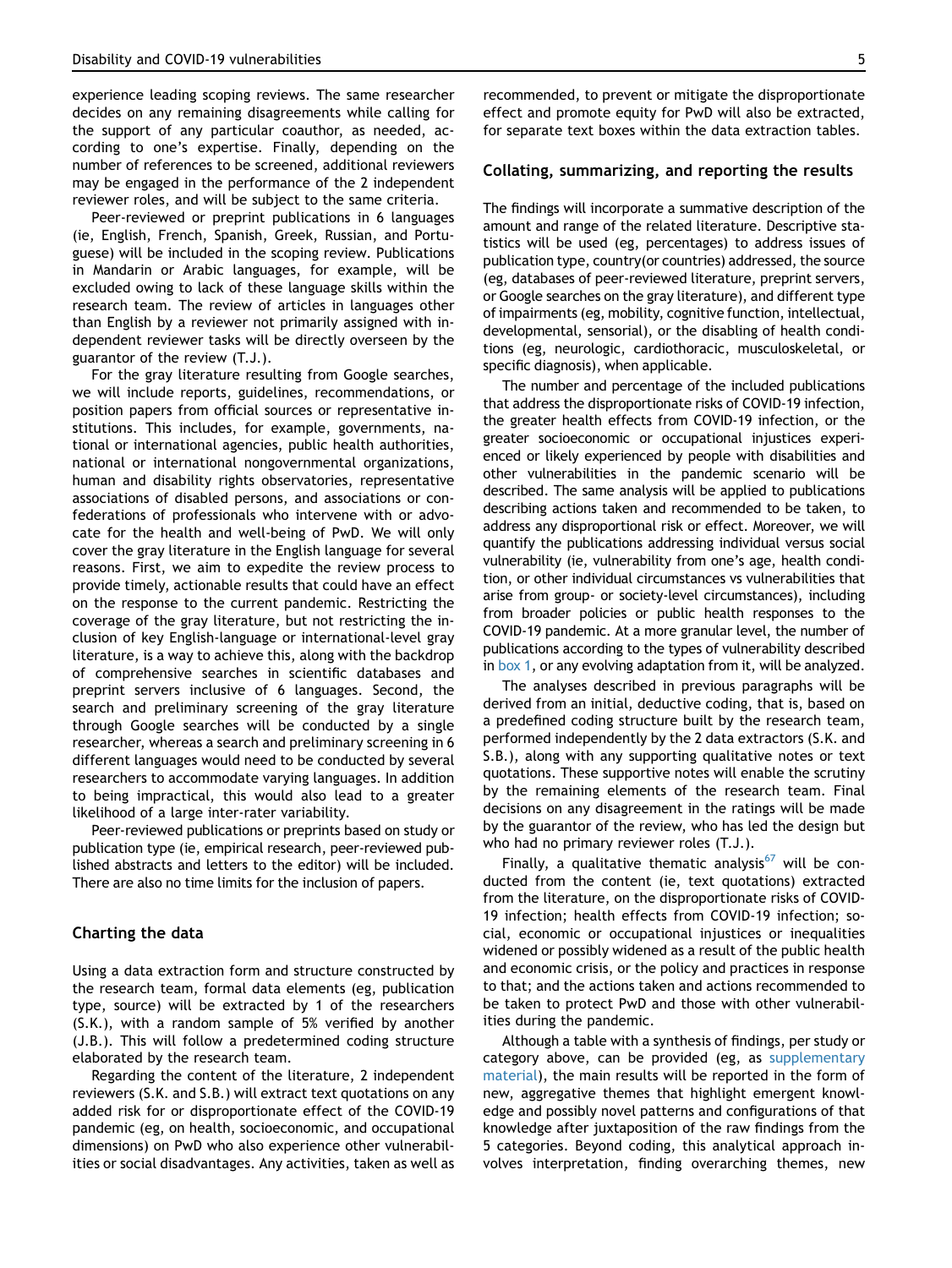experience leading scoping reviews. The same researcher decides on any remaining disagreements while calling for the support of any particular coauthor, as needed, according to one's expertise. Finally, depending on the number of references to be screened, additional reviewers may be engaged in the performance of the 2 independent reviewer roles, and will be subject to the same criteria.

Peer-reviewed or preprint publications in 6 languages (ie, English, French, Spanish, Greek, Russian, and Portuguese) will be included in the scoping review. Publications in Mandarin or Arabic languages, for example, will be excluded owing to lack of these language skills within the research team. The review of articles in languages other than English by a reviewer not primarily assigned with independent reviewer tasks will be directly overseen by the guarantor of the review (T.J.).

For the gray literature resulting from Google searches, we will include reports, guidelines, recommendations, or position papers from official sources or representative institutions. This includes, for example, governments, national or international agencies, public health authorities, national or international nongovernmental organizations, human and disability rights observatories, representative associations of disabled persons, and associations or confederations of professionals who intervene with or advocate for the health and well-being of PwD. We will only cover the gray literature in the English language for several reasons. First, we aim to expedite the review process to provide timely, actionable results that could have an effect on the response to the current pandemic. Restricting the coverage of the gray literature, but not restricting the inclusion of key English-language or international-level gray literature, is a way to achieve this, along with the backdrop of comprehensive searches in scientific databases and preprint servers inclusive of 6 languages. Second, the search and preliminary screening of the gray literature through Google searches will be conducted by a single researcher, whereas a search and preliminary screening in 6 different languages would need to be conducted by several researchers to accommodate varying languages. In addition to being impractical, this would also lead to a greater likelihood of a large inter-rater variability.

Peer-reviewed publications or preprints based on study or publication type (ie, empirical research, peer-reviewed published abstracts and letters to the editor) will be included. There are also no time limits for the inclusion of papers.

## Charting the data

Using a data extraction form and structure constructed by the research team, formal data elements (eg, publication type, source) will be extracted by 1 of the researchers (S.K.), with a random sample of 5% verified by another (J.B.). This will follow a predetermined coding structure elaborated by the research team.

Regarding the content of the literature, 2 independent reviewers (S.K. and S.B.) will extract text quotations on any added risk for or disproportionate effect of the COVID-19 pandemic (eg, on health, socioeconomic, and occupational dimensions) on PwD who also experience other vulnerabilities or social disadvantages. Any activities, taken as well as recommended, to prevent or mitigate the disproportionate effect and promote equity for PwD will also be extracted, for separate text boxes within the data extraction tables.

## Collating, summarizing, and reporting the results

The findings will incorporate a summative description of the amount and range of the related literature. Descriptive statistics will be used (eg, percentages) to address issues of publication type, country(or countries) addressed, the source (eg, databases of peer-reviewed literature, preprint servers, or Google searches on the gray literature), and different type of impairments (eg, mobility, cognitive function, intellectual, developmental, sensorial), or the disabling of health conditions (eg, neurologic, cardiothoracic, musculoskeletal, or specific diagnosis), when applicable.

The number and percentage of the included publications that address the disproportionate risks of COVID-19 infection, the greater health effects from COVID-19 infection, or the greater socioeconomic or occupational injustices experienced or likely experienced by people with disabilities and other vulnerabilities in the pandemic scenario will be described. The same analysis will be applied to publications describing actions taken and recommended to be taken, to address any disproportional risk or effect. Moreover, we will quantify the publications addressing individual versus social vulnerability (ie, vulnerability from one's age, health condition, or other individual circumstances vs vulnerabilities that arise from group- or society-level circumstances), including from broader policies or public health responses to the COVID-19 pandemic. At a more granular level, the number of publications according to the types of vulnerability described in box 1, or any evolving adaptation from it, will be analyzed.

The analyses described in previous paragraphs will be derived from an initial, deductive coding, that is, based on a predefined coding structure built by the research team, performed independently by the 2 data extractors (S.K. and S.B.), along with any supporting qualitative notes or text quotations. These supportive notes will enable the scrutiny by the remaining elements of the research team. Final decisions on any disagreement in the ratings will be made by the guarantor of the review, who has led the design but who had no primary reviewer roles (T.J.).

Finally, a qualitative thematic analysis[67] will be conducted from the content (ie, text quotations) extracted from the literature, on the disproportionate risks of COVID-19 infection; health effects from COVID-19 infection; social, economic or occupational injustices or inequalities widened or possibly widened as a result of the public health and economic crisis, or the policy and practices in response to that; and the actions taken and actions recommended to be taken to protect PwD and those with other vulnerabilities during the pandemic.

Although a table with a synthesis of findings, per study or category above, can be provided (eg, as supplementary material), the main results will be reported in the form of new, aggregative themes that highlight emergent knowledge and possibly novel patterns and configurations of that knowledge after juxtaposition of the raw findings from the 5 categories. Beyond coding, this analytical approach involves interpretation, finding overarching themes, new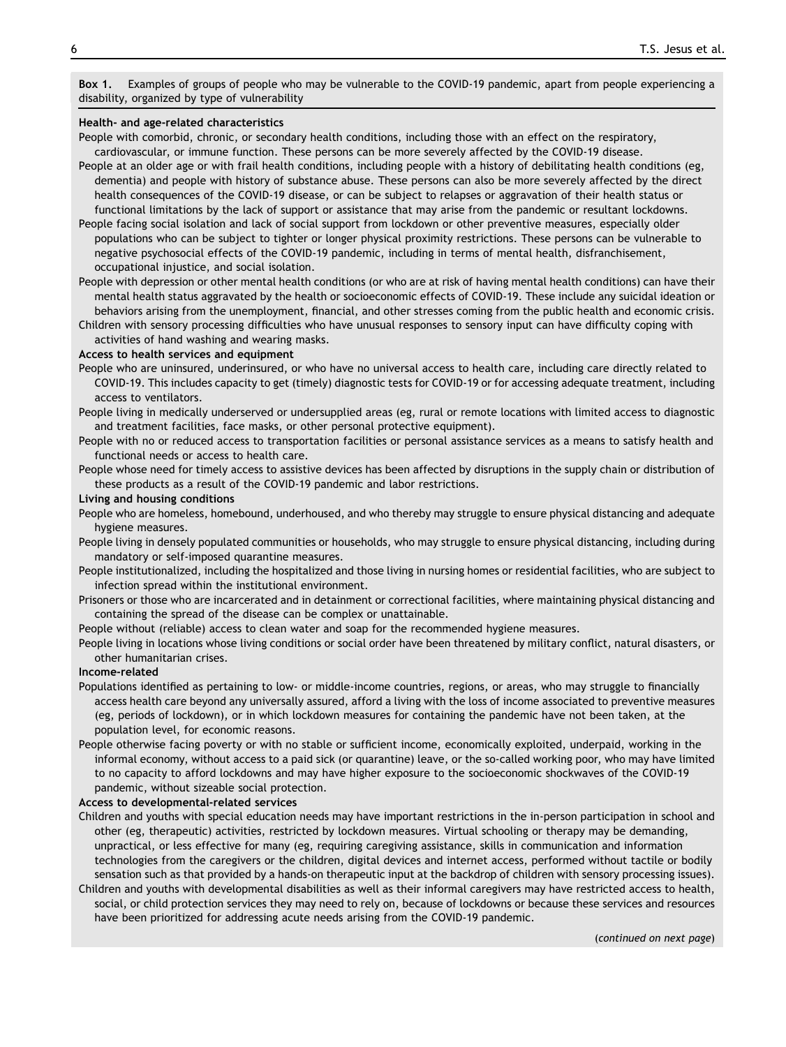**Box 1.** Examples of groups of people who may be vulnerable to the COVID-19 pandemic, apart from people experiencing a disability, organized by type of vulnerability

**Health- and age-related characteristics**

People with comorbid, chronic, or secondary health conditions, including those with an effect on the respiratory, cardiovascular, or immune function. These persons can be more severely affected by the COVID-19 disease.

People at an older age or with frail health conditions, including people with a history of debilitating health conditions (eg, dementia) and people with history of substance abuse. These persons can also be more severely affected by the direct health consequences of the COVID-19 disease, or can be subject to relapses or aggravation of their health status or functional limitations by the lack of support or assistance that may arise from the pandemic or resultant lockdowns.

People facing social isolation and lack of social support from lockdown or other preventive measures, especially older populations who can be subject to tighter or longer physical proximity restrictions. These persons can be vulnerable to negative psychosocial effects of the COVID-19 pandemic, including in terms of mental health, disfranchisement, occupational injustice, and social isolation.

People with depression or other mental health conditions (or who are at risk of having mental health conditions) can have their mental health status aggravated by the health or socioeconomic effects of COVID-19. These include any suicidal ideation or behaviors arising from the unemployment, financial, and other stresses coming from the public health and economic crisis.

Children with sensory processing difficulties who have unusual responses to sensory input can have difficulty coping with activities of hand washing and wearing masks.

**Access to health services and equipment**

People who are uninsured, underinsured, or who have no universal access to health care, including care directly related to COVID-19. This includes capacity to get (timely) diagnostic tests for COVID-19 or for accessing adequate treatment, including access to ventilators.

People living in medically underserved or undersupplied areas (eg, rural or remote locations with limited access to diagnostic and treatment facilities, face masks, or other personal protective equipment).

People with no or reduced access to transportation facilities or personal assistance services as a means to satisfy health and functional needs or access to health care.

People whose need for timely access to assistive devices has been affected by disruptions in the supply chain or distribution of these products as a result of the COVID-19 pandemic and labor restrictions.

**Living and housing conditions**

People who are homeless, homebound, underhoused, and who thereby may struggle to ensure physical distancing and adequate hygiene measures.

People living in densely populated communities or households, who may struggle to ensure physical distancing, including during mandatory or self-imposed quarantine measures.

People institutionalized, including the hospitalized and those living in nursing homes or residential facilities, who are subject to infection spread within the institutional environment.

Prisoners or those who are incarcerated and in detainment or correctional facilities, where maintaining physical distancing and containing the spread of the disease can be complex or unattainable.

People without (reliable) access to clean water and soap for the recommended hygiene measures.

People living in locations whose living conditions or social order have been threatened by military conflict, natural disasters, or other humanitarian crises.

**Income-related**

Populations identified as pertaining to low- or middle-income countries, regions, or areas, who may struggle to financially access health care beyond any universally assured, afford a living with the loss of income associated to preventive measures (eg, periods of lockdown), or in which lockdown measures for containing the pandemic have not been taken, at the population level, for economic reasons.

People otherwise facing poverty or with no stable or sufficient income, economically exploited, underpaid, working in the informal economy, without access to a paid sick (or quarantine) leave, or the so-called working poor, who may have limited to no capacity to afford lockdowns and may have higher exposure to the socioeconomic shockwaves of the COVID-19 pandemic, without sizeable social protection.

**Access to developmental-related services**

Children and youths with special education needs may have important restrictions in the in-person participation in school and other (eg, therapeutic) activities, restricted by lockdown measures. Virtual schooling or therapy may be demanding, unpractical, or less effective for many (eg, requiring caregiving assistance, skills in communication and information technologies from the caregivers or the children, digital devices and internet access, performed without tactile or bodily sensation such as that provided by a hands-on therapeutic input at the backdrop of children with sensory processing issues).

Children and youths with developmental disabilities as well as their informal caregivers may have restricted access to health, social, or child protection services they may need to rely on, because of lockdowns or because these services and resources have been prioritized for addressing acute needs arising from the COVID-19 pandemic.

(*continued on next page*)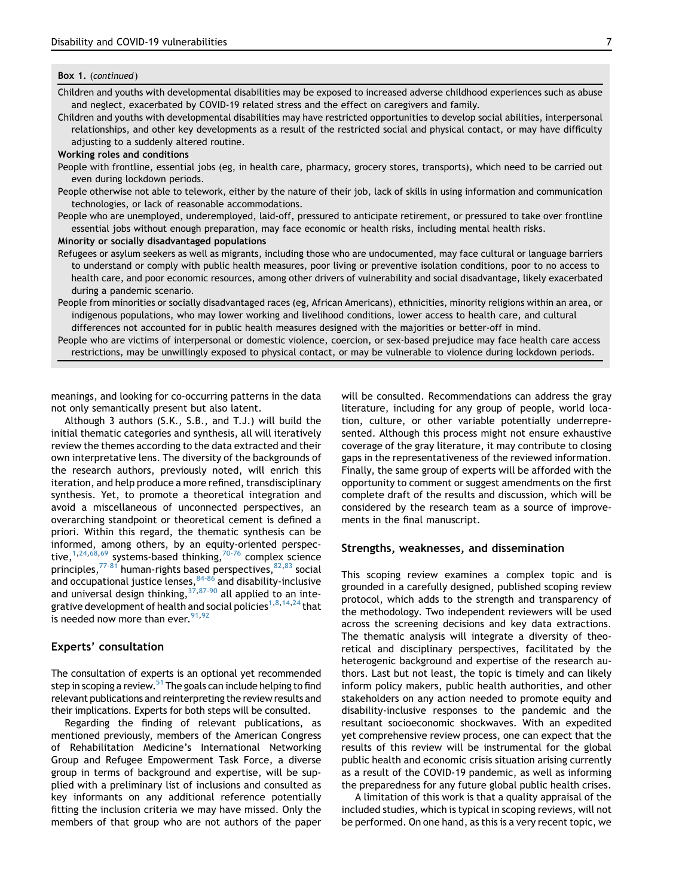**Box 1.** (*continued*)

Children and youths with developmental disabilities may be exposed to increased adverse childhood experiences such as abuse and neglect, exacerbated by COVID-19 related stress and the effect on caregivers and family.

Children and youths with developmental disabilities may have restricted opportunities to develop social abilities, interpersonal relationships, and other key developments as a result of the restricted social and physical contact, or may have difficulty adjusting to a suddenly altered routine.

**Working roles and conditions**

People with frontline, essential jobs (eg, in health care, pharmacy, grocery stores, transports), which need to be carried out even during lockdown periods.

People otherwise not able to telework, either by the nature of their job, lack of skills in using information and communication technologies, or lack of reasonable accommodations.

People who are unemployed, underemployed, laid-off, pressured to anticipate retirement, or pressured to take over frontline essential jobs without enough preparation, may face economic or health risks, including mental health risks.

**Minority or socially disadvantaged populations**

Refugees or asylum seekers as well as migrants, including those who are undocumented, may face cultural or language barriers to understand or comply with public health measures, poor living or preventive isolation conditions, poor to no access to health care, and poor economic resources, among other drivers of vulnerability and social disadvantage, likely exacerbated during a pandemic scenario.

People from minorities or socially disadvantaged races (eg, African Americans), ethnicities, minority religions within an area, or indigenous populations, who may lower working and livelihood conditions, lower access to health care, and cultural differences not accounted for in public health measures designed with the majorities or better-off in mind.

People who are victims of interpersonal or domestic violence, coercion, or sex-based prejudice may face health care access restrictions, may be unwillingly exposed to physical contact, or may be vulnerable to violence during lockdown periods.

meanings, and looking for co-occurring patterns in the data not only semantically present but also latent.

Although 3 authors (S.K., S.B., and T.J.) will build the initial thematic categories and synthesis, all will iteratively review the themes according to the data extracted and their own interpretative lens. The diversity of the backgrounds of the research authors, previously noted, will enrich this iteration, and help produce a more refined, transdisciplinary synthesis. Yet, to promote a theoretical integration and avoid a miscellaneous of unconnected perspectives, an overarching standpoint or theoretical cement is defined a priori. Within this regard, the thematic synthesis can be informed, among others, by an equity-oriented perspective,[1,24,68,69] systems-based thinking,[70-76] complex science principles,[77-81] human-rights based perspectives,[82,83] social and occupational justice lenses,[84-86] and disability-inclusive and universal design thinking,[37,87-90] all applied to an integrative development of health and social policies[1,8,14,24] that is needed now more than ever.[91,92]

## Experts' consultation

The consultation of experts is an optional yet recommended step in scoping a review.[51] The goals can include helping to find relevant publications and reinterpreting the review results and their implications. Experts for both steps will be consulted.

Regarding the finding of relevant publications, as mentioned previously, members of the American Congress of Rehabilitation Medicine's International Networking Group and Refugee Empowerment Task Force, a diverse group in terms of background and expertise, will be supplied with a preliminary list of inclusions and consulted as key informants on any additional reference potentially fitting the inclusion criteria we may have missed. Only the members of that group who are not authors of the paper will be consulted. Recommendations can address the gray literature, including for any group of people, world location, culture, or other variable potentially underrepresented. Although this process might not ensure exhaustive coverage of the gray literature, it may contribute to closing gaps in the representativeness of the reviewed information. Finally, the same group of experts will be afforded with the opportunity to comment or suggest amendments on the first complete draft of the results and discussion, which will be considered by the research team as a source of improvements in the final manuscript.

## Strengths, weaknesses, and dissemination

This scoping review examines a complex topic and is grounded in a carefully designed, published scoping review protocol, which adds to the strength and transparency of the methodology. Two independent reviewers will be used across the screening decisions and key data extractions. The thematic analysis will integrate a diversity of theoretical and disciplinary perspectives, facilitated by the heterogenic background and expertise of the research authors. Last but not least, the topic is timely and can likely inform policy makers, public health authorities, and other stakeholders on any action needed to promote equity and disability-inclusive responses to the pandemic and the resultant socioeconomic shockwaves. With an expedited yet comprehensive review process, one can expect that the results of this review will be instrumental for the global public health and economic crisis situation arising currently as a result of the COVID-19 pandemic, as well as informing the preparedness for any future global public health crises.

A limitation of this work is that a quality appraisal of the included studies, which is typical in scoping reviews, will not be performed. On one hand, as this is a very recent topic, we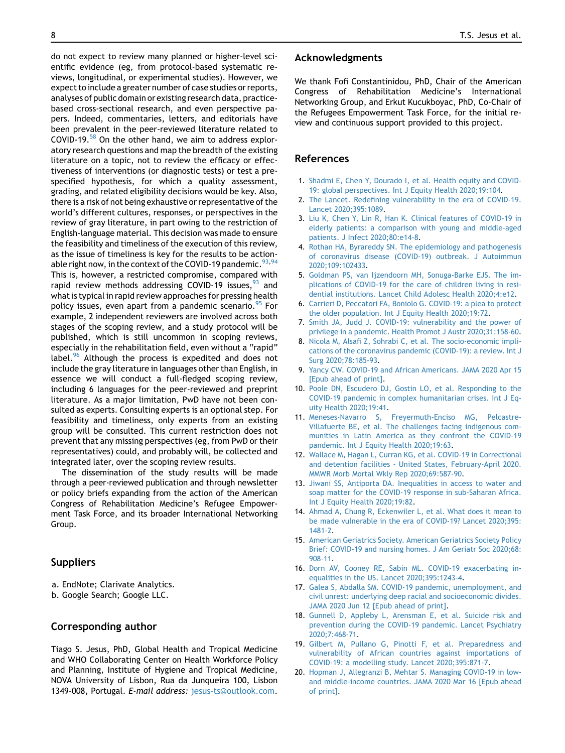do not expect to review many planned or higher-level scientific evidence (eg, from protocol-based systematic reviews, longitudinal, or experimental studies). However, we expect to include a greater number of case studies or reports, analyses of public domain or existing research data, practice-based cross-sectional research, and even perspective papers. Indeed, commentaries, letters, and editorials have been prevalent in the peer-reviewed literature related to COVID-19.[58] On the other hand, we aim to address exploratory research questions and map the breadth of the existing literature on a topic, not to review the efficacy or effectiveness of interventions (or diagnostic tests) or test a prespecified hypothesis, for which a quality assessment, grading, and related eligibility decisions would be key. Also, there is a risk of not being exhaustive or representative of the world's different cultures, responses, or perspectives in the review of gray literature, in part owing to the restriction of English-language material. This decision was made to ensure the feasibility and timeliness of the execution of this review, as the issue of timeliness is key for the results to be actionable right now, in the context of the COVID-19 pandemic.[93,94] This is, however, a restricted compromise, compared with rapid review methods addressing COVID-19 issues,[93] and what is typical in rapid review approaches for pressing health policy issues, even apart from a pandemic scenario.[95] For example, 2 independent reviewers are involved across both stages of the scoping review, and a study protocol will be published, which is still uncommon in scoping reviews, especially in the rehabilitation field, even without a "rapid" label.[96] Although the process is expedited and does not include the gray literature in languages other than English, in essence we will conduct a full-fledged scoping review, including 6 languages for the peer-reviewed and preprint literature. As a major limitation, PwD have not been consulted as experts. Consulting experts is an optional step. For feasibility and timeliness, only experts from an existing group will be consulted. This current restriction does not prevent that any missing perspectives (eg, from PwD or their representatives) could, and probably will, be collected and integrated later, over the scoping review results.

The dissemination of the study results will be made through a peer-reviewed publication and through newsletter or policy briefs expanding from the action of the American Congress of Rehabilitation Medicine's Refugee Empowerment Task Force, and its broader International Networking Group.

## Suppliers

a. EndNote; Clarivate Analytics.
b. Google Search; Google LLC.

## Corresponding author

Tiago S. Jesus, PhD, Global Health and Tropical Medicine and WHO Collaborating Center on Health Workforce Policy and Planning, Institute of Hygiene and Tropical Medicine, NOVA University of Lisbon, Rua da Junqueira 100, Lisbon 1349-008, Portugal. *E-mail address:* jesus-ts@outlook.com.

## Acknowledgments

We thank Fofi Constantinidou, PhD, Chair of the American Congress of Rehabilitation Medicine's International Networking Group, and Erkut Kucukboyac, PhD, Co-Chair of the Refugees Empowerment Task Force, for the initial review and continuous support provided to this project.

## References

1. Shadmi E, Chen Y, Dourado I, et al. Health equity and COVID-19: global perspectives. Int J Equity Health 2020;19:104.
2. The Lancet. Redefining vulnerability in the era of COVID-19. Lancet 2020;395:1089.
3. Liu K, Chen Y, Lin R, Han K. Clinical features of COVID-19 in elderly patients: a comparison with young and middle-aged patients. J Infect 2020;80:e14-8.
4. Rothan HA, Byrareddy SN. The epidemiology and pathogenesis of coronavirus disease (COVID-19) outbreak. J Autoimmun 2020;109:102433.
5. Goldman PS, van Ijzendoorn MH, Sonuga-Barke EJS. The implications of COVID-19 for the care of children living in residential institutions. Lancet Child Adolesc Health 2020;4:e12.
6. Carrieri D, Peccatori FA, Boniolo G. COVID-19: a plea to protect the older population. Int J Equity Health 2020;19:72.
7. Smith JA, Judd J. COVID-19: vulnerability and the power of privilege in a pandemic. Health Promot J Austr 2020;31:158-60.
8. Nicola M, Alsafi Z, Sohrabi C, et al. The socio-economic implications of the coronavirus pandemic (COVID-19): a review. Int J Surg 2020;78:185-93.
9. Yancy CW. COVID-19 and African Americans. JAMA 2020 Apr 15 [Epub ahead of print].
10. Poole DN, Escudero DJ, Gostin LO, et al. Responding to the COVID-19 pandemic in complex humanitarian crises. Int J Equity Health 2020;19:41.
11. Meneses-Navarro S, Freyermuth-Enciso MG, Pelcastre-Villafuerte BE, et al. The challenges facing indigenous communities in Latin America as they confront the COVID-19 pandemic. Int J Equity Health 2020;19:63.
12. Wallace M, Hagan L, Curran KG, et al. COVID-19 in Correctional and detention facilities - United States, February-April 2020. MMWR Morb Mortal Wkly Rep 2020;69:587-90.
13. Jiwani SS, Antiporta DA. Inequalities in access to water and soap matter for the COVID-19 response in sub-Saharan Africa. Int J Equity Health 2020;19:82.
14. Ahmad A, Chung R, Eckenwiler L, et al. What does it mean to be made vulnerable in the era of COVID-19? Lancet 2020;395:1481-2.
15. American Geriatrics Society. American Geriatrics Society Policy Brief: COVID-19 and nursing homes. J Am Geriatr Soc 2020;68:908-11.
16. Dorn AV, Cooney RE, Sabin ML. COVID-19 exacerbating inequalities in the US. Lancet 2020;395:1243-4.
17. Galea S, Abdalla SM. COVID-19 pandemic, unemployment, and civil unrest: underlying deep racial and socioeconomic divides. JAMA 2020 Jun 12 [Epub ahead of print].
18. Gunnell D, Appleby L, Arensman E, et al. Suicide risk and prevention during the COVID-19 pandemic. Lancet Psychiatry 2020;7:468-71.
19. Gilbert M, Pullano G, Pinotti F, et al. Preparedness and vulnerability of African countries against importations of COVID-19: a modelling study. Lancet 2020;395:871-7.
20. Hopman J, Allegranzi B, Mehtar S. Managing COVID-19 in low- and middle-income countries. JAMA 2020 Mar 16 [Epub ahead of print].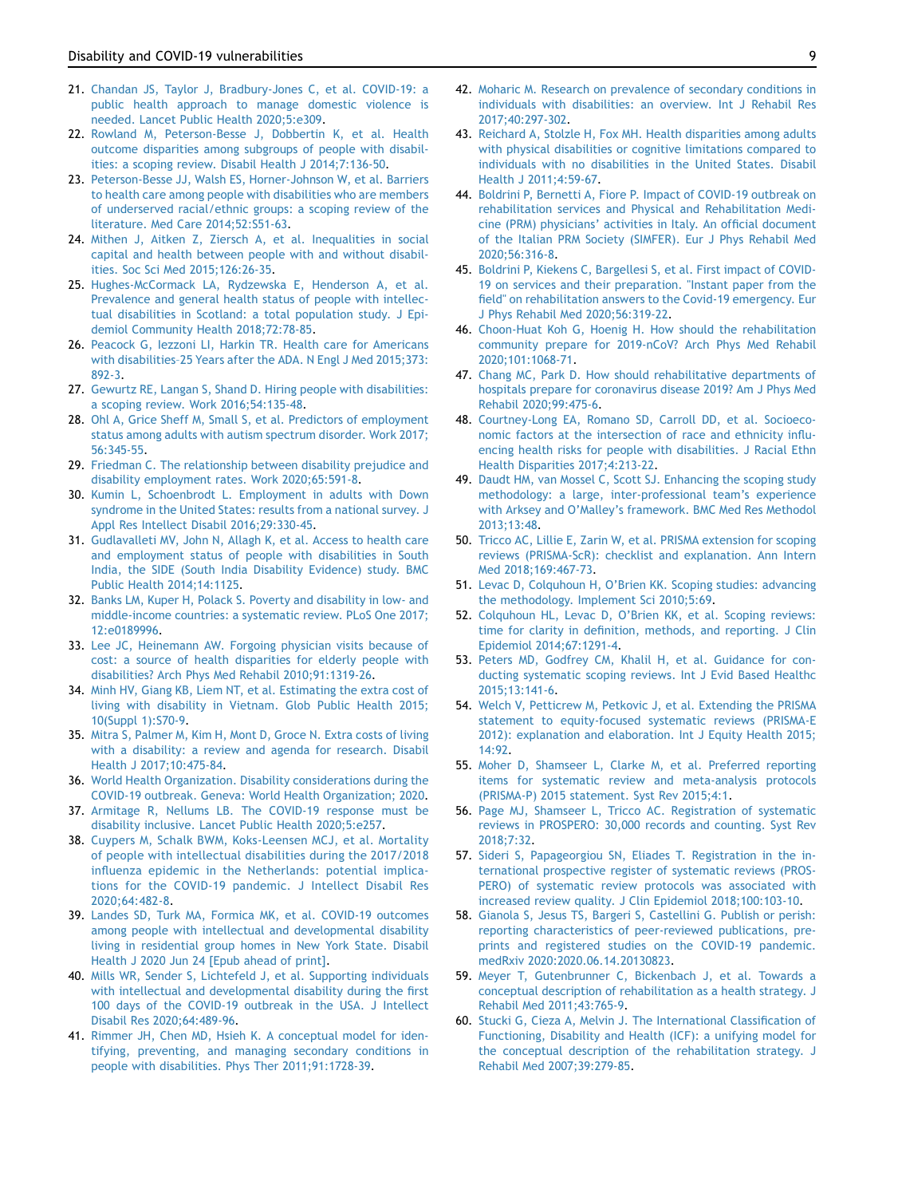21. Chandan JS, Taylor J, Bradbury-Jones C, et al. COVID-19: a public health approach to manage domestic violence is needed. Lancet Public Health 2020;5:e309.
22. Rowland M, Peterson-Besse J, Dobbertin K, et al. Health outcome disparities among subgroups of people with disabilities: a scoping review. Disabil Health J 2014;7:136-50.
23. Peterson-Besse JJ, Walsh ES, Horner-Johnson W, et al. Barriers to health care among people with disabilities who are members of underserved racial/ethnic groups: a scoping review of the literature. Med Care 2014;52:S51-63.
24. Mithen J, Aitken Z, Ziersch A, et al. Inequalities in social capital and health between people with and without disabilities. Soc Sci Med 2015;126:26-35.
25. Hughes-McCormack LA, Rydzewska E, Henderson A, et al. Prevalence and general health status of people with intellectual disabilities in Scotland: a total population study. J Epidemiol Community Health 2018;72:78-85.
26. Peacock G, Iezzoni LI, Harkin TR. Health care for Americans with disabilities–25 Years after the ADA. N Engl J Med 2015;373:892-3.
27. Gewurtz RE, Langan S, Shand D. Hiring people with disabilities: a scoping review. Work 2016;54:135-48.
28. Ohl A, Grice Sheff M, Small S, et al. Predictors of employment status among adults with autism spectrum disorder. Work 2017;56:345-55.
29. Friedman C. The relationship between disability prejudice and disability employment rates. Work 2020;65:591-8.
30. Kumin L, Schoenbrodt L. Employment in adults with Down syndrome in the United States: results from a national survey. J Appl Res Intellect Disabil 2016;29:330-45.
31. Gudlavalleti MV, John N, Allagh K, et al. Access to health care and employment status of people with disabilities in South India, the SIDE (South India Disability Evidence) study. BMC Public Health 2014;14:1125.
32. Banks LM, Kuper H, Polack S. Poverty and disability in low- and middle-income countries: a systematic review. PLoS One 2017;12:e0189996.
33. Lee JC, Heinemann AW. Forgoing physician visits because of cost: a source of health disparities for elderly people with disabilities? Arch Phys Med Rehabil 2010;91:1319-26.
34. Minh HV, Giang KB, Liem NT, et al. Estimating the extra cost of living with disability in Vietnam. Glob Public Health 2015;10(Suppl 1):S70-9.
35. Mitra S, Palmer M, Kim H, Mont D, Groce N. Extra costs of living with a disability: a review and agenda for research. Disabil Health J 2017;10:475-84.
36. World Health Organization. Disability considerations during the COVID-19 outbreak. Geneva: World Health Organization; 2020.
37. Armitage R, Nellums LB. The COVID-19 response must be disability inclusive. Lancet Public Health 2020;5:e257.
38. Cuypers M, Schalk BWM, Koks-Leensen MCJ, et al. Mortality of people with intellectual disabilities during the 2017/2018 influenza epidemic in the Netherlands: potential implications for the COVID-19 pandemic. J Intellect Disabil Res 2020;64:482-8.
39. Landes SD, Turk MA, Formica MK, et al. COVID-19 outcomes among people with intellectual and developmental disability living in residential group homes in New York State. Disabil Health J 2020 Jun 24 [Epub ahead of print].
40. Mills WR, Sender S, Lichtefeld J, et al. Supporting individuals with intellectual and developmental disability during the first 100 days of the COVID-19 outbreak in the USA. J Intellect Disabil Res 2020;64:489-96.
41. Rimmer JH, Chen MD, Hsieh K. A conceptual model for identifying, preventing, and managing secondary conditions in people with disabilities. Phys Ther 2011;91:1728-39.
42. Moharic M. Research on prevalence of secondary conditions in individuals with disabilities: an overview. Int J Rehabil Res 2017;40:297-302.
43. Reichard A, Stolzle H, Fox MH. Health disparities among adults with physical disabilities or cognitive limitations compared to individuals with no disabilities in the United States. Disabil Health J 2011;4:59-67.
44. Boldrini P, Bernetti A, Fiore P. Impact of COVID-19 outbreak on rehabilitation services and Physical and Rehabilitation Medicine (PRM) physicians' activities in Italy. An official document of the Italian PRM Society (SIMFER). Eur J Phys Rehabil Med 2020;56:316-8.
45. Boldrini P, Kiekens C, Bargellesi S, et al. First impact of COVID-19 on services and their preparation. "Instant paper from the field" on rehabilitation answers to the Covid-19 emergency. Eur J Phys Rehabil Med 2020;56:319-22.
46. Choon-Huat Koh G, Hoenig H. How should the rehabilitation community prepare for 2019-nCoV? Arch Phys Med Rehabil 2020;101:1068-71.
47. Chang MC, Park D. How should rehabilitative departments of hospitals prepare for coronavirus disease 2019? Am J Phys Med Rehabil 2020;99:475-6.
48. Courtney-Long EA, Romano SD, Carroll DD, et al. Socioeconomic factors at the intersection of race and ethnicity influencing health risks for people with disabilities. J Racial Ethn Health Disparities 2017;4:213-22.
49. Daudt HM, van Mossel C, Scott SJ. Enhancing the scoping study methodology: a large, inter-professional team's experience with Arksey and O'Malley's framework. BMC Med Res Methodol 2013;13:48.
50. Tricco AC, Lillie E, Zarin W, et al. PRISMA extension for scoping reviews (PRISMA-ScR): checklist and explanation. Ann Intern Med 2018;169:467-73.
51. Levac D, Colquhoun H, O'Brien KK. Scoping studies: advancing the methodology. Implement Sci 2010;5:69.
52. Colquhoun HL, Levac D, O'Brien KK, et al. Scoping reviews: time for clarity in definition, methods, and reporting. J Clin Epidemiol 2014;67:1291-4.
53. Peters MD, Godfrey CM, Khalil H, et al. Guidance for conducting systematic scoping reviews. Int J Evid Based Healthc 2015;13:141-6.
54. Welch V, Petticrew M, Petkovic J, et al. Extending the PRISMA statement to equity-focused systematic reviews (PRISMA-E 2012): explanation and elaboration. Int J Equity Health 2015;14:92.
55. Moher D, Shamseer L, Clarke M, et al. Preferred reporting items for systematic review and meta-analysis protocols (PRISMA-P) 2015 statement. Syst Rev 2015;4:1.
56. Page MJ, Shamseer L, Tricco AC. Registration of systematic reviews in PROSPERO: 30,000 records and counting. Syst Rev 2018;7:32.
57. Sideri S, Papageorgiou SN, Eliades T. Registration in the international prospective register of systematic reviews (PROSPERO) of systematic review protocols was associated with increased review quality. J Clin Epidemiol 2018;100:103-10.
58. Gianola S, Jesus TS, Bargeri S, Castellini G. Publish or perish: reporting characteristics of peer-reviewed publications, preprints and registered studies on the COVID-19 pandemic. medRxiv 2020:2020.06.14.20130823.
59. Meyer T, Gutenbrunner C, Bickenbach J, et al. Towards a conceptual description of rehabilitation as a health strategy. J Rehabil Med 2011;43:765-9.
60. Stucki G, Cieza A, Melvin J. The International Classification of Functioning, Disability and Health (ICF): a unifying model for the conceptual description of the rehabilitation strategy. J Rehabil Med 2007;39:279-85.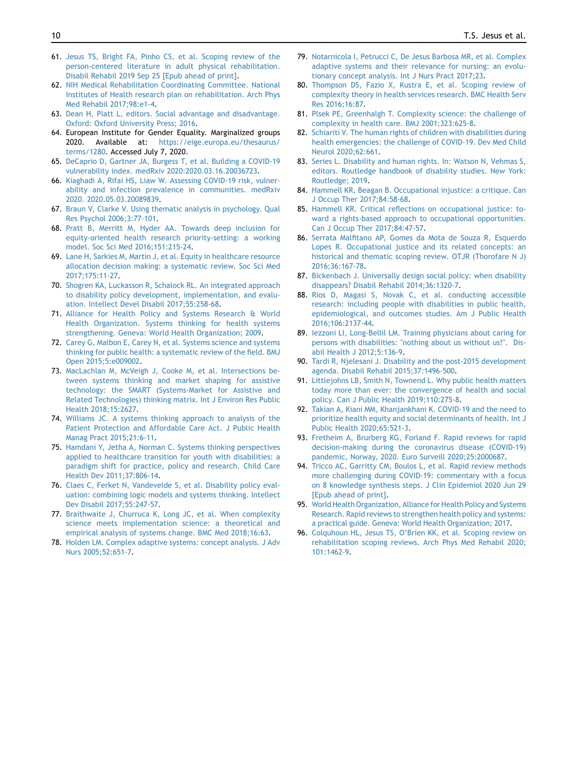61. Jesus TS, Bright FA, Pinho CS, et al. Scoping review of the person-centered literature in adult physical rehabilitation. Disabil Rehabil 2019 Sep 25 [Epub ahead of print].
62. NIH Medical Rehabilitation Coordinating Committee. National Institutes of Health research plan on rehabilitation. Arch Phys Med Rehabil 2017;98:e1-4.
63. Dean H, Platt L, editors. Social advantage and disadvantage. Oxford: Oxford University Press; 2016.
64. European Institute for Gender Equality. Marginalized groups 2020. Available at: https://eige.europa.eu/thesaurus/terms/1280. Accessed July 7, 2020.
65. DeCaprio D, Gartner JA, Burgess T, et al. Building a COVID-19 vulnerability index. medRxiv 2020:2020.03.16.20036723.
66. Kiaghadi A, Rifai HS, Liaw W. Assessing COVID-19 risk, vulnerability and infection prevalence in communities. medRxiv 2020. 2020.05.03.20089839.
67. Braun V, Clarke V. Using thematic analysis in psychology. Qual Res Psychol 2006;3:77-101.
68. Pratt B, Merritt M, Hyder AA. Towards deep inclusion for equity-oriented health research priority-setting: a working model. Soc Sci Med 2016;151:215-24.
69. Lane H, Sarkies M, Martin J, et al. Equity in healthcare resource allocation decision making: a systematic review. Soc Sci Med 2017;175:11-27.
70. Shogren KA, Luckasson R, Schalock RL. An integrated approach to disability policy development, implementation, and evaluation. Intellect Devel Disabil 2017;55:258-68.
71. Alliance for Health Policy and Systems Research & World Health Organization. Systems thinking for health systems strengthening. Geneva: World Health Organization; 2009.
72. Carey G, Malbon E, Carey N, et al. Systems science and systems thinking for public health: a systematic review of the field. BMJ Open 2015;5:e009002.
73. MacLachlan M, McVeigh J, Cooke M, et al. Intersections between systems thinking and market shaping for assistive technology: the SMART (Systems-Market for Assistive and Related Technologies) thinking matrix. Int J Environ Res Public Health 2018;15:2627.
74. Williams JC. A systems thinking approach to analysis of the Patient Protection and Affordable Care Act. J Public Health Manag Pract 2015;21:6-11.
75. Hamdani Y, Jetha A, Norman C. Systems thinking perspectives applied to healthcare transition for youth with disabilities: a paradigm shift for practice, policy and research. Child Care Health Dev 2011;37:806-14.
76. Claes C, Ferket N, Vandevelde S, et al. Disability policy evaluation: combining logic models and systems thinking. Intellect Dev Disabil 2017;55:247-57.
77. Braithwaite J, Churruca K, Long JC, et al. When complexity science meets implementation science: a theoretical and empirical analysis of systems change. BMC Med 2018;16:63.
78. Holden LM. Complex adaptive systems: concept analysis. J Adv Nurs 2005;52:651-7.
79. Notarnicola I, Petrucci C, De Jesus Barbosa MR, et al. Complex adaptive systems and their relevance for nursing: an evolutionary concept analysis. Int J Nurs Pract 2017;23.
80. Thompson DS, Fazio X, Kustra E, et al. Scoping review of complexity theory in health services research. BMC Health Serv Res 2016;16:87.
81. Plsek PE, Greenhalgh T. Complexity science: the challenge of complexity in health care. BMJ 2001;323:625-8.
82. Schiariti V. The human rights of children with disabilities during health emergencies: the challenge of COVID-19. Dev Med Child Neurol 2020;62:661.
83. Series L. Disability and human rights. In: Watson N, Vehmas S, editors. Routledge handbook of disability studies. New York: Routledge; 2019.
84. Hammell KR, Beagan B. Occupational injustice: a critique. Can J Occup Ther 2017;84:58-68.
85. Hammell KR. Critical reflections on occupational justice: toward a rights-based approach to occupational opportunities. Can J Occup Ther 2017;84:47-57.
86. Serrata Malfitano AP, Gomes da Mota de Souza R, Esquerdo Lopes R. Occupational justice and its related concepts: an historical and thematic scoping review. OTJR (Thorofare N J) 2016;36:167-78.
87. Bickenbach J. Universally design social policy: when disability disappears? Disabil Rehabil 2014;36:1320-7.
88. Rios D, Magasi S, Novak C, et al. conducting accessible research: including people with disabilities in public health, epidemiological, and outcomes studies. Am J Public Health 2016;106:2137-44.
89. Iezzoni LI, Long-Bellil LM. Training physicians about caring for persons with disabilities: "nothing about us without us!". Disabil Health J 2012;5:136-9.
90. Tardi R, Njelesani J. Disability and the post-2015 development agenda. Disabil Rehabil 2015;37:1496-500.
91. Littlejohns LB, Smith N, Townend L. Why public health matters today more than ever: the convergence of health and social policy. Can J Public Health 2019;110:275-8.
92. Takian A, Kiani MM, Khanjankhani K. COVID-19 and the need to prioritize health equity and social determinants of health. Int J Public Health 2020;65:521-3.
93. Fretheim A, Brurberg KG, Forland F. Rapid reviews for rapid decision-making during the coronavirus disease (COVID-19) pandemic, Norway, 2020. Euro Surveill 2020;25:2000687.
94. Tricco AC, Garritty CM, Boulos L, et al. Rapid review methods more challenging during COVID-19: commentary with a focus on 8 knowledge synthesis steps. J Clin Epidemiol 2020 Jun 29 [Epub ahead of print].
95. World Health Organization, Alliance for Health Policy and Systems Research. Rapid reviews to strengthen health policy and systems: a practical guide. Geneva: World Health Organization; 2017.
96. Colquhoun HL, Jesus TS, O'Brien KK, et al. Scoping review on rehabilitation scoping reviews. Arch Phys Med Rehabil 2020;101:1462-9.